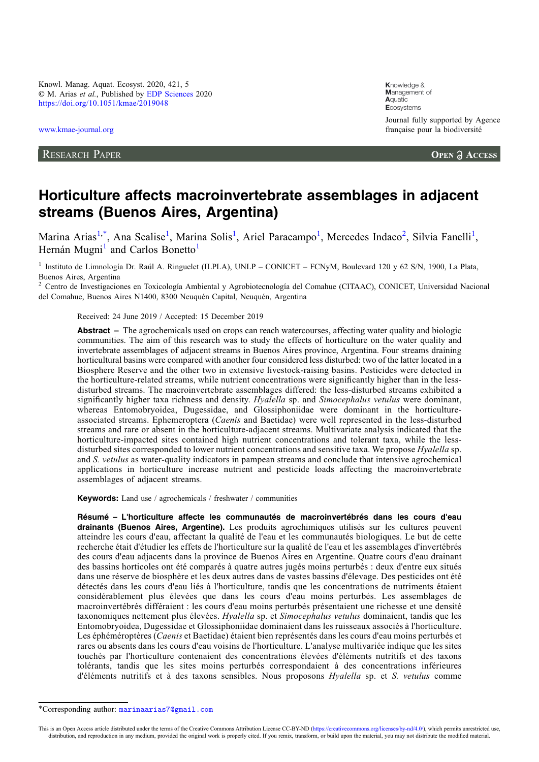Knowl. Manag. Aquat. Ecosyst. 2020, 421, 5
© M. Arias *et al.*, Published by EDP Sciences 2020
https://doi.org/10.1051/kmae/2019048

www.kmae-journal.org

**K**nowledge &
**M**anagement of
**A**quatic
**E**cosystems

Journal fully supported by Agence française pour la biodiversité

RESEARCH PAPER

OPEN ACCESS

# Horticulture affects macroinvertebrate assemblages in adjacent streams (Buenos Aires, Argentina)

Marina Arias[1,*], Ana Scalise[1], Marina Solis[1], Ariel Paracampo[1], Mercedes Indaco[2], Silvia Fanelli[1], Hernán Mugni[1] and Carlos Bonetto[1]

[1] Instituto de Limnología Dr. Raúl A. Ringuelet (ILPLA), UNLP – CONICET – FCNyM, Boulevard 120 y 62 S/N, 1900, La Plata, Buenos Aires, Argentina

[2] Centro de Investigaciones en Toxicología Ambiental y Agrobiotecnología del Comahue (CITAAC), CONICET, Universidad Nacional del Comahue, Buenos Aires N1400, 8300 Neuquén Capital, Neuquén, Argentina

Received: 24 June 2019 / Accepted: 15 December 2019

**Abstract –** The agrochemicals used on crops can reach watercourses, affecting water quality and biologic communities. The aim of this research was to study the effects of horticulture on the water quality and invertebrate assemblages of adjacent streams in Buenos Aires province, Argentina. Four streams draining horticultural basins were compared with another four considered less disturbed: two of the latter located in a Biosphere Reserve and the other two in extensive livestock-raising basins. Pesticides were detected in the horticulture-related streams, while nutrient concentrations were significantly higher than in the less-disturbed streams. The macroinvertebrate assemblages differed: the less-disturbed streams exhibited a significantly higher taxa richness and density. *Hyalella* sp. and *Simocephalus vetulus* were dominant, whereas Entomobryoidea, Dugessidae, and Glossiphoniidae were dominant in the horticulture-associated streams. Ephemeroptera (*Caenis* and Baetidae) were well represented in the less-disturbed streams and rare or absent in the horticulture-adjacent streams. Multivariate analysis indicated that the horticulture-impacted sites contained high nutrient concentrations and tolerant taxa, while the less-disturbed sites corresponded to lower nutrient concentrations and sensitive taxa. We propose *Hyalella* sp. and *S. vetulus* as water-quality indicators in pampean streams and conclude that intensive agrochemical applications in horticulture increase nutrient and pesticide loads affecting the macroinvertebrate assemblages of adjacent streams.

**Keywords:** Land use / agrochemicals / freshwater / communities

**Résumé – L'horticulture affecte les communautés de macroinvertébrés dans les cours d'eau drainants (Buenos Aires, Argentine).** Les produits agrochimiques utilisés sur les cultures peuvent atteindre les cours d'eau, affectant la qualité de l'eau et les communautés biologiques. Le but de cette recherche était d'étudier les effets de l'horticulture sur la qualité de l'eau et les assemblages d'invertébrés des cours d'eau adjacents dans la province de Buenos Aires en Argentine. Quatre cours d'eau drainant des bassins horticoles ont été comparés à quatre autres jugés moins perturbés : deux d'entre eux situés dans une réserve de biosphère et les deux autres dans de vastes bassins d'élevage. Des pesticides ont été détectés dans les cours d'eau liés à l'horticulture, tandis que les concentrations de nutriments étaient considérablement plus élevées que dans les cours d'eau moins perturbés. Les assemblages de macroinvertébrés différaient : les cours d'eau moins perturbés présentaient une richesse et une densité taxonomiques nettement plus élevées. *Hyalella* sp. et *Simocephalus vetulus* dominaient, tandis que les Entomobryoidea, Dugessidae et Glossiphoniidae dominaient dans les ruisseaux associés à l'horticulture. Les éphéméroptères (*Caenis* et Baetidae) étaient bien représentés dans les cours d'eau moins perturbés et rares ou absents dans les cours d'eau voisins de l'horticulture. L'analyse multivariée indique que les sites touchés par l'horticulture contenaient des concentrations élevées d'éléments nutritifs et des taxons tolérants, tandis que les sites moins perturbés correspondaient à des concentrations inférieures d'éléments nutritifs et à des taxons sensibles. Nous proposons *Hyalella* sp. et *S. vetulus* comme

*Corresponding author: marinaarias7@gmail.com

This is an Open Access article distributed under the terms of the Creative Commons Attribution License CC-BY-ND (https://creativecommons.org/licenses/by-nd/4.0/), which permits unrestricted use, distribution, and reproduction in any medium, provided the original work is properly cited. If you remix, transform, or build upon the material, you may not distribute the modified material.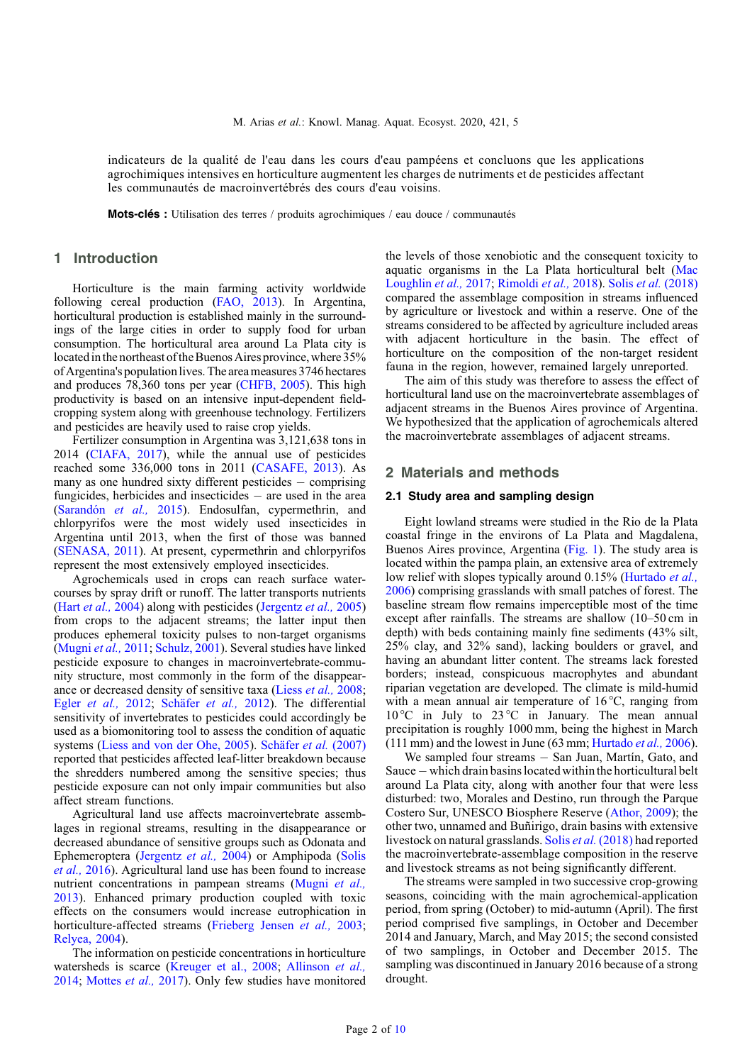indicateurs de la qualité de l'eau dans les cours d'eau pampéens et concluons que les applications agrochimiques intensives en horticulture augmentent les charges de nutriments et de pesticides affectant les communautés de macroinvertébrés des cours d'eau voisins.

**Mots-clés :** Utilisation des terres / produits agrochimiques / eau douce / communautés

## 1 Introduction

Horticulture is the main farming activity worldwide following cereal production (FAO, 2013). In Argentina, horticultural production is established mainly in the surroundings of the large cities in order to supply food for urban consumption. The horticultural area around La Plata city is located in the northeast of the Buenos Aires province, where 35% of Argentina's population lives. The area measures 3746 hectares and produces 78,360 tons per year (CHFB, 2005). This high productivity is based on an intensive input-dependent field-cropping system along with greenhouse technology. Fertilizers and pesticides are heavily used to raise crop yields.

Fertilizer consumption in Argentina was 3,121,638 tons in 2014 (CIAFA, 2017), while the annual use of pesticides reached some 336,000 tons in 2011 (CASAFE, 2013). As many as one hundred sixty different pesticides – comprising fungicides, herbicides and insecticides – are used in the area (Sarandón *et al.,* 2015). Endosulfan, cypermethrin, and chlorpyrifos were the most widely used insecticides in Argentina until 2013, when the first of those was banned (SENASA, 2011). At present, cypermethrin and chlorpyrifos represent the most extensively employed insecticides.

Agrochemicals used in crops can reach surface watercourses by spray drift or runoff. The latter transports nutrients (Hart *et al.,* 2004) along with pesticides (Jergentz *et al.,* 2005) from crops to the adjacent streams; the latter input then produces ephemeral toxicity pulses to non-target organisms (Mugni *et al.,* 2011; Schulz, 2001). Several studies have linked pesticide exposure to changes in macroinvertebrate-community structure, most commonly in the form of the disappearance or decreased density of sensitive taxa (Liess *et al.,* 2008; Egler *et al.,* 2012; Schäfer *et al.,* 2012). The differential sensitivity of invertebrates to pesticides could accordingly be used as a biomonitoring tool to assess the condition of aquatic systems (Liess and von der Ohe, 2005). Schäfer *et al.* (2007) reported that pesticides affected leaf-litter breakdown because the shredders numbered among the sensitive species; thus pesticide exposure can not only impair communities but also affect stream functions.

Agricultural land use affects macroinvertebrate assemblages in regional streams, resulting in the disappearance or decreased abundance of sensitive groups such as Odonata and Ephemeroptera (Jergentz *et al.,* 2004) or Amphipoda (Solis *et al.,* 2016). Agricultural land use has been found to increase nutrient concentrations in pampean streams (Mugni *et al.,* 2013). Enhanced primary production coupled with toxic effects on the consumers would increase eutrophication in horticulture-affected streams (Frieberg Jensen *et al.,* 2003; Relyea, 2004).

The information on pesticide concentrations in horticulture watersheds is scarce (Kreuger et al., 2008; Allinson *et al.,* 2014; Mottes *et al.,* 2017). Only few studies have monitored the levels of those xenobiotic and the consequent toxicity to aquatic organisms in the La Plata horticultural belt (Mac Loughlin *et al.,* 2017; Rimoldi *et al.,* 2018). Solis *et al.* (2018) compared the assemblage composition in streams influenced by agriculture or livestock and within a reserve. One of the streams considered to be affected by agriculture included areas with adjacent horticulture in the basin. The effect of horticulture on the composition of the non-target resident fauna in the region, however, remained largely unreported.

The aim of this study was therefore to assess the effect of horticultural land use on the macroinvertebrate assemblages of adjacent streams in the Buenos Aires province of Argentina. We hypothesized that the application of agrochemicals altered the macroinvertebrate assemblages of adjacent streams.

## 2 Materials and methods

### 2.1 Study area and sampling design

Eight lowland streams were studied in the Rio de la Plata coastal fringe in the environs of La Plata and Magdalena, Buenos Aires province, Argentina (Fig. 1). The study area is located within the pampa plain, an extensive area of extremely low relief with slopes typically around 0.15% (Hurtado *et al.,* 2006) comprising grasslands with small patches of forest. The baseline stream flow remains imperceptible most of the time except after rainfalls. The streams are shallow (10–50 cm in depth) with beds containing mainly fine sediments (43% silt, 25% clay, and 32% sand), lacking boulders or gravel, and having an abundant litter content. The streams lack forested borders; instead, conspicuous macrophytes and abundant riparian vegetation are developed. The climate is mild-humid with a mean annual air temperature of 16 °C, ranging from 10 °C in July to 23 °C in January. The mean annual precipitation is roughly 1000 mm, being the highest in March (111 mm) and the lowest in June (63 mm; Hurtado *et al.,* 2006).

We sampled four streams – San Juan, Martín, Gato, and Sauce – which drain basins located within the horticultural belt around La Plata city, along with another four that were less disturbed: two, Morales and Destino, run through the Parque Costero Sur, UNESCO Biosphere Reserve (Athor, 2009); the other two, unnamed and Buñirigo, drain basins with extensive livestock on natural grasslands. Solis *et al.* (2018) had reported the macroinvertebrate-assemblage composition in the reserve and livestock streams as not being significantly different.

The streams were sampled in two successive crop-growing seasons, coinciding with the main agrochemical-application period, from spring (October) to mid-autumn (April). The first period comprised five samplings, in October and December 2014 and January, March, and May 2015; the second consisted of two samplings, in October and December 2015. The sampling was discontinued in January 2016 because of a strong drought.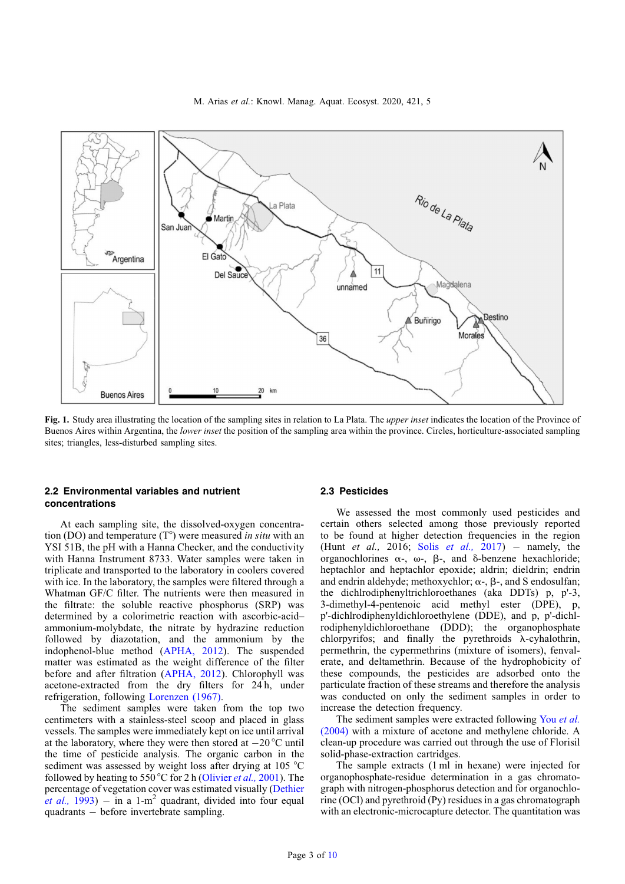**Fig. 1.** Study area illustrating the location of the sampling sites in relation to La Plata. The *upper inset* indicates the location of the Province of Buenos Aires within Argentina, the *lower inset* the position of the sampling area within the province. Circles, horticulture-associated sampling sites; triangles, less-disturbed sampling sites.

### 2.2 Environmental variables and nutrient concentrations

At each sampling site, the dissolved-oxygen concentration (DO) and temperature (T°) were measured *in situ* with an YSI 51B, the pH with a Hanna Checker, and the conductivity with Hanna Instrument 8733. Water samples were taken in triplicate and transported to the laboratory in coolers covered with ice. In the laboratory, the samples were filtered through a Whatman GF/C filter. The nutrients were then measured in the filtrate: the soluble reactive phosphorus (SRP) was determined by a colorimetric reaction with ascorbic-acid–ammonium-molybdate, the nitrate by hydrazine reduction followed by diazotation, and the ammonium by the indophenol-blue method (APHA, 2012). The suspended matter was estimated as the weight difference of the filter before and after filtration (APHA, 2012). Chlorophyll was acetone-extracted from the dry filters for 24 h, under refrigeration, following Lorenzen (1967).

The sediment samples were taken from the top two centimeters with a stainless-steel scoop and placed in glass vessels. The samples were immediately kept on ice until arrival at the laboratory, where they were then stored at −20 °C until the time of pesticide analysis. The organic carbon in the sediment was assessed by weight loss after drying at 105 °C followed by heating to 550 °C for 2 h (Olivier *et al.,* 2001). The percentage of vegetation cover was estimated visually (Dethier *et al.,* 1993) – in a 1-$m^2$ quadrant, divided into four equal quadrants – before invertebrate sampling.

### 2.3 Pesticides

We assessed the most commonly used pesticides and certain others selected among those previously reported to be found at higher detection frequencies in the region (Hunt *et al.,* 2016; Solis *et al.,* 2017) – namely, the organochlorines α-, ω-, β-, and δ-benzene hexachloride; heptachlor and heptachlor epoxide; aldrin; dieldrin; endrin and endrin aldehyde; methoxychlor; α-, β-, and S endosulfan; the dichlrodiphenyltrichloroethanes (aka DDTs) p, p'-3, 3-dimethyl-4-pentenoic acid methyl ester (DPE), p, p'-dichlrodiphenyldichloroethylene (DDE), and p, p'-dichlrodiphenyldichloroethane (DDD); the organophosphate chlorpyrifos; and finally the pyrethroids λ-cyhalothrin, permethrin, the cypermethrins (mixture of isomers), fenvalerate, and deltamethrin. Because of the hydrophobicity of these compounds, the pesticides are adsorbed onto the particulate fraction of these streams and therefore the analysis was conducted on only the sediment samples in order to increase the detection frequency.

The sediment samples were extracted following You *et al.* (2004) with a mixture of acetone and methylene chloride. A clean-up procedure was carried out through the use of Florisil solid-phase-extraction cartridges.

The sample extracts (1 ml in hexane) were injected for organophosphate-residue determination in a gas chromatograph with nitrogen-phosphorus detection and for organochlorine (OCl) and pyrethroid (Py) residues in a gas chromatograph with an electronic-microcapture detector. The quantitation was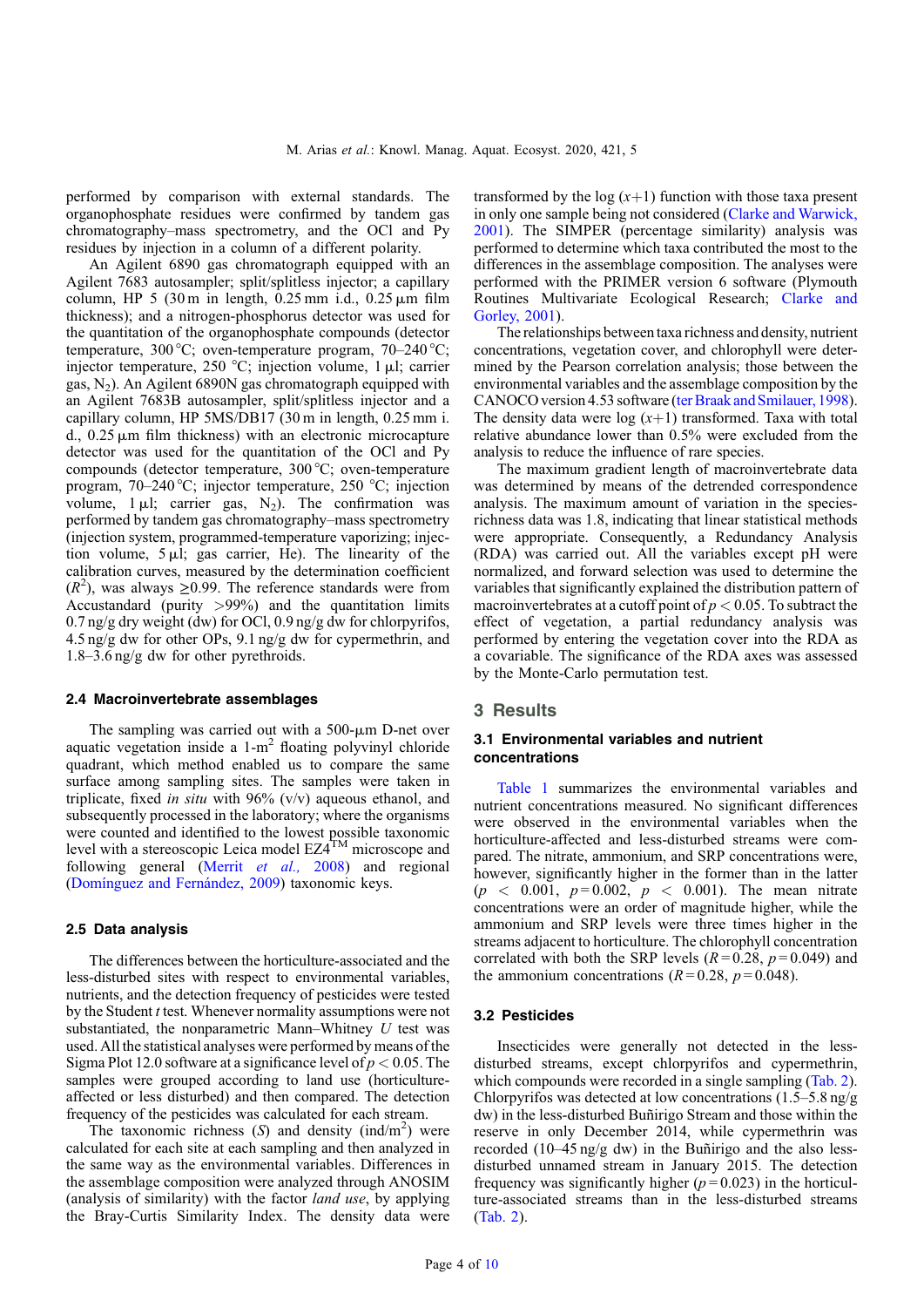performed by comparison with external standards. The organophosphate residues were confirmed by tandem gas chromatography–mass spectrometry, and the OCl and Py residues by injection in a column of a different polarity.

An Agilent 6890 gas chromatograph equipped with an Agilent 7683 autosampler; split/splitless injector; a capillary column, HP 5 (30 m in length, 0.25 mm i.d., 0.25 µm film thickness); and a nitrogen-phosphorus detector was used for the quantitation of the organophosphate compounds (detector temperature, 300 °C; oven-temperature program, 70–240 °C; injector temperature, 250 °C; injection volume, 1 µl; carrier gas, $N_2$). An Agilent 6890N gas chromatograph equipped with an Agilent 7683B autosampler, split/splitless injector and a capillary column, HP 5MS/DB17 (30 m in length, 0.25 mm i. d., 0.25 µm film thickness) with an electronic microcapture detector was used for the quantitation of the OCl and Py compounds (detector temperature, 300 °C; oven-temperature program, 70–240 °C; injector temperature, 250 °C; injection volume, 1 µl; carrier gas, $N_2$). The confirmation was performed by tandem gas chromatography–mass spectrometry (injection system, programmed-temperature vaporizing; injection volume, 5 µl; gas carrier, He). The linearity of the calibration curves, measured by the determination coefficient ($R^2$), was always ≥0.99. The reference standards were from Accustandard (purity >99%) and the quantitation limits 0.7 ng/g dry weight (dw) for OCl, 0.9 ng/g dw for chlorpyrifos, 4.5 ng/g dw for other OPs, 9.1 ng/g dw for cypermethrin, and 1.8–3.6 ng/g dw for other pyrethroids.

### 2.4 Macroinvertebrate assemblages

The sampling was carried out with a 500-µm D-net over aquatic vegetation inside a 1-m$^2$ floating polyvinyl chloride quadrant, which method enabled us to compare the same surface among sampling sites. The samples were taken in triplicate, fixed *in situ* with 96% (v/v) aqueous ethanol, and subsequently processed in the laboratory; where the organisms were counted and identified to the lowest possible taxonomic level with a stereoscopic Leica model EZ4$^{TM}$ microscope and following general (Merrit *et al.,* 2008) and regional (Domínguez and Fernández, 2009) taxonomic keys.

### 2.5 Data analysis

The differences between the horticulture-associated and the less-disturbed sites with respect to environmental variables, nutrients, and the detection frequency of pesticides were tested by the Student *t* test. Whenever normality assumptions were not substantiated, the nonparametric Mann–Whitney *U* test was used. All the statistical analyses were performed by means of the Sigma Plot 12.0 software at a significance level of $p < 0.05$. The samples were grouped according to land use (horticulture-affected or less disturbed) and then compared. The detection frequency of the pesticides was calculated for each stream.

The taxonomic richness ($S$) and density (ind/m$^2$) were calculated for each site at each sampling and then analyzed in the same way as the environmental variables. Differences in the assemblage composition were analyzed through ANOSIM (analysis of similarity) with the factor *land use*, by applying the Bray-Curtis Similarity Index. The density data were transformed by the log ($x$+1) function with those taxa present in only one sample being not considered (Clarke and Warwick, 2001). The SIMPER (percentage similarity) analysis was performed to determine which taxa contributed the most to the differences in the assemblage composition. The analyses were performed with the PRIMER version 6 software (Plymouth Routines Multivariate Ecological Research; Clarke and Gorley, 2001).

The relationships between taxa richness and density, nutrient concentrations, vegetation cover, and chlorophyll were determined by the Pearson correlation analysis; those between the environmental variables and the assemblage composition by the CANOCO version 4.53 software (ter Braak and Smilauer, 1998). The density data were log ($x$+1) transformed. Taxa with total relative abundance lower than 0.5% were excluded from the analysis to reduce the influence of rare species.

The maximum gradient length of macroinvertebrate data was determined by means of the detrended correspondence analysis. The maximum amount of variation in the species-richness data was 1.8, indicating that linear statistical methods were appropriate. Consequently, a Redundancy Analysis (RDA) was carried out. All the variables except pH were normalized, and forward selection was used to determine the variables that significantly explained the distribution pattern of macroinvertebrates at a cutoff point of $p < 0.05$. To subtract the effect of vegetation, a partial redundancy analysis was performed by entering the vegetation cover into the RDA as a covariable. The significance of the RDA axes was assessed by the Monte-Carlo permutation test.

## 3 Results

### 3.1 Environmental variables and nutrient concentrations

Table 1 summarizes the environmental variables and nutrient concentrations measured. No significant differences were observed in the environmental variables when the horticulture-affected and less-disturbed streams were compared. The nitrate, ammonium, and SRP concentrations were, however, significantly higher in the former than in the latter ($p < 0.001$, $p = 0.002$, $p < 0.001$). The mean nitrate concentrations were an order of magnitude higher, while the ammonium and SRP levels were three times higher in the streams adjacent to horticulture. The chlorophyll concentration correlated with both the SRP levels ($R = 0.28$, $p = 0.049$) and the ammonium concentrations ($R = 0.28$, $p = 0.048$).

### 3.2 Pesticides

Insecticides were generally not detected in the less-disturbed streams, except chlorpyrifos and cypermethrin, which compounds were recorded in a single sampling (Tab. 2). Chlorpyrifos was detected at low concentrations (1.5–5.8 ng/g dw) in the less-disturbed Buñirigo Stream and those within the reserve in only December 2014, while cypermethrin was recorded (10–45 ng/g dw) in the Buñirigo and the also less-disturbed unnamed stream in January 2015. The detection frequency was significantly higher ($p = 0.023$) in the horticulture-associated streams than in the less-disturbed streams (Tab. 2).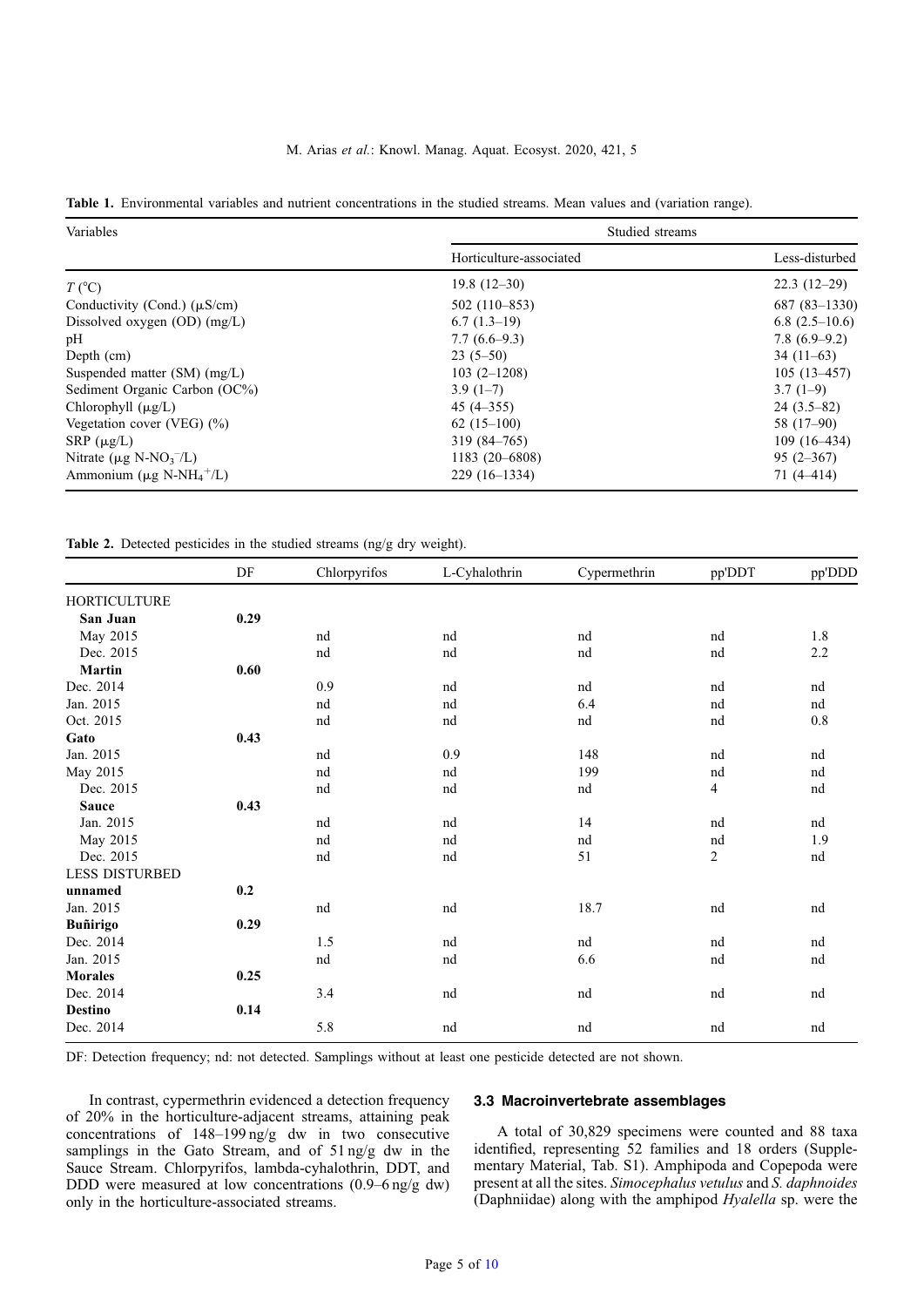**Table 1.** Environmental variables and nutrient concentrations in the studied streams. Mean values and (variation range).

| Variables | Studied streams | |
|---|---|---|
| | Horticulture-associated | Less-disturbed |
| $T$ (°C) | 19.8 (12–30) | 22.3 (12–29) |
| Conductivity (Cond.) (μS/cm) | 502 (110–853) | 687 (83–1330) |
| Dissolved oxygen (OD) (mg/L) | 6.7 (1.3–19) | 6.8 (2.5–10.6) |
| pH | 7.7 (6.6–9.3) | 7.8 (6.9–9.2) |
| Depth (cm) | 23 (5–50) | 34 (11–63) |
| Suspended matter (SM) (mg/L) | 103 (2–1208) | 105 (13–457) |
| Sediment Organic Carbon (OC%) | 3.9 (1–7) | 3.7 (1–9) |
| Chlorophyll (μg/L) | 45 (4–355) | 24 (3.5–82) |
| Vegetation cover (VEG) (%) | 62 (15–100) | 58 (17–90) |
| SRP (μg/L) | 319 (84–765) | 109 (16–434) |
| Nitrate (μg N-$NO_3^-$/L) | 1183 (20–6808) | 95 (2–367) |
| Ammonium (μg N-$NH_4^+$/L) | 229 (16–1334) | 71 (4–414) |

**Table 2.** Detected pesticides in the studied streams (ng/g dry weight).

| | DF | Chlorpyrifos | L-Cyhalothrin | Cypermethrin | pp'DDT | pp'DDD |
|---|---|---|---|---|---|---|
| HORTICULTURE | | | | | | |
| **San Juan** | **0.29** | | | | | |
| May 2015 | | nd | nd | nd | nd | 1.8 |
| Dec. 2015 | | nd | nd | nd | nd | 2.2 |
| **Martin** | **0.60** | | | | | |
| Dec. 2014 | | 0.9 | nd | nd | nd | nd |
| Jan. 2015 | | nd | nd | 6.4 | nd | nd |
| Oct. 2015 | | nd | nd | nd | nd | 0.8 |
| **Gato** | **0.43** | | | | | |
| Jan. 2015 | | nd | 0.9 | 148 | nd | nd |
| May 2015 | | nd | nd | 199 | nd | nd |
| Dec. 2015 | | nd | nd | nd | 4 | nd |
| **Sauce** | **0.43** | | | | | |
| Jan. 2015 | | nd | nd | 14 | nd | nd |
| May 2015 | | nd | nd | nd | nd | 1.9 |
| Dec. 2015 | | nd | nd | 51 | 2 | nd |
| LESS DISTURBED | | | | | | |
| **unnamed** | **0.2** | | | | | |
| Jan. 2015 | | nd | nd | 18.7 | nd | nd |
| **Buñirigo** | **0.29** | | | | | |
| Dec. 2014 | | 1.5 | nd | nd | nd | nd |
| Jan. 2015 | | nd | nd | 6.6 | nd | nd |
| **Morales** | **0.25** | | | | | |
| Dec. 2014 | | 3.4 | nd | nd | nd | nd |
| **Destino** | **0.14** | | | | | |
| Dec. 2014 | | 5.8 | nd | nd | nd | nd |

DF: Detection frequency; nd: not detected. Samplings without at least one pesticide detected are not shown.

In contrast, cypermethrin evidenced a detection frequency of 20% in the horticulture-adjacent streams, attaining peak concentrations of 148–199 ng/g dw in two consecutive samplings in the Gato Stream, and of 51 ng/g dw in the Sauce Stream. Chlorpyrifos, lambda-cyhalothrin, DDT, and DDD were measured at low concentrations (0.9–6 ng/g dw) only in the horticulture-associated streams.

### 3.3 Macroinvertebrate assemblages

A total of 30,829 specimens were counted and 88 taxa identified, representing 52 families and 18 orders (Supplementary Material, Tab. S1). Amphipoda and Copepoda were present at all the sites. *Simocephalus vetulus* and *S. daphnoides* (Daphniidae) along with the amphipod *Hyalella* sp. were the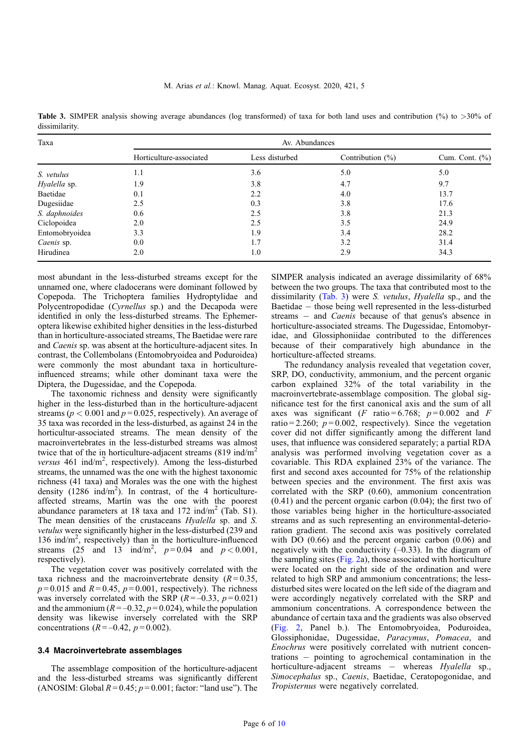**Table 3.** SIMPER analysis showing average abundances (log transformed) of taxa for both land uses and contribution (%) to >30% of dissimilarity.

| Taxa | Av. Abundances | | | |
|---|---|---|---|---|
| | Horticulture-associated | Less disturbed | Contribution (%) | Cum. Cont. (%) |
| *S. vetulus* | 1.1 | 3.6 | 5.0 | 5.0 |
| *Hyalella* sp. | 1.9 | 3.8 | 4.7 | 9.7 |
| Baetidae | 0.1 | 2.2 | 4.0 | 13.7 |
| Dugesiidae | 2.5 | 0.3 | 3.8 | 17.6 |
| *S. daphnoides* | 0.6 | 2.5 | 3.8 | 21.3 |
| Ciclopoidea | 2.0 | 2.5 | 3.5 | 24.9 |
| Entomobryoidea | 3.3 | 1.9 | 3.4 | 28.2 |
| *Caenis* sp. | 0.0 | 1.7 | 3.2 | 31.4 |
| Hirudinea | 2.0 | 1.0 | 2.9 | 34.3 |

most abundant in the less-disturbed streams except for the unnamed one, where cladocerans were dominant followed by Copepoda. The Trichoptera families Hydroptylidae and Polycentropodidae (*Cyrnellus* sp.) and the Decapoda were identified in only the less-disturbed streams. The Ephemeroptera likewise exhibited higher densities in the less-disturbed than in horticulture-associated streams, The Baetidae were rare and *Caenis* sp. was absent at the horticulture-adjacent sites. In contrast, the Collembolans (Entomobryoidea and Poduroidea) were commonly the most abundant taxa in horticulture-influenced streams; while other dominant taxa were the Diptera, the Dugessidae, and the Copepoda.

The taxonomic richness and density were significantly higher in the less-disturbed than in the horticulture-adjacent streams ($p < 0.001$ and $p = 0.025$, respectively). An average of 35 taxa was recorded in the less-disturbed, as against 24 in the horticultur-associated streams. The mean density of the macroinvertebrates in the less-disturbed streams was almost twice that of the in horticulture-adjacent streams (819 ind/m$^2$ *versus* 461 ind/m$^2$, respectively). Among the less-disturbed streams, the unnamed was the one with the highest taxonomic richness (41 taxa) and Morales was the one with the highest density (1286 ind/m$^2$). In contrast, of the 4 horticulture-affected streams, Martín was the one with the poorest abundance parameters at 18 taxa and 172 ind/m$^2$ (Tab. S1). The mean densities of the crustaceans *Hyalella* sp. and *S. vetulus* were significantly higher in the less-disturbed (239 and 136 ind/m$^2$, respectively) than in the horticulture-influenced streams (25 and 13 ind/m$^2$, $p = 0.04$ and $p < 0.001$, respectively).

The vegetation cover was positively correlated with the taxa richness and the macroinvertebrate density ($R = 0.35$, $p = 0.015$ and $R = 0.45$, $p = 0.001$, respectively). The richness was inversely correlated with the SRP ($R = -0.33$, $p = 0.021$) and the ammonium ($R = -0.32$, $p = 0.024$), while the population density was likewise inversely correlated with the SRP concentrations ($R = -0.42$, $p = 0.002$).

### 3.4 Macroinvertebrate assemblages

The assemblage composition of the horticulture-adjacent and the less-disturbed streams was significantly different (ANOSIM: Global $R = 0.45$; $p = 0.001$; factor: "land use"). The SIMPER analysis indicated an average dissimilarity of 68% between the two groups. The taxa that contributed most to the dissimilarity (Tab. 3) were *S. vetulus*, *Hyalella* sp., and the Baetidae – those being well represented in the less-disturbed streams – and *Caenis* because of that genus's absence in horticulture-associated streams. The Dugessidae, Entomobryidae, and Glossiphoniidae contributed to the differences because of their comparatively high abundance in the horticulture-affected streams.

The redundancy analysis revealed that vegetation cover, SRP, DO, conductivity, ammonium, and the percent organic carbon explained 32% of the total variability in the macroinvertebrate-assemblage composition. The global significance test for the first canonical axis and the sum of all axes was significant (F ratio = 6.768; $p = 0.002$ and F ratio = 2.260; $p = 0.002$, respectively). Since the vegetation cover did not differ significantly among the different land uses, that influence was considered separately; a partial RDA analysis was performed involving vegetation cover as a covariable. This RDA explained 23% of the variance. The first and second axes accounted for 75% of the relationship between species and the environment. The first axis was correlated with the SRP (0.60), ammonium concentration (0.41) and the percent organic carbon (0.04); the first two of those variables being higher in the horticulture-associated streams and as such representing an environmental-deterioration gradient. The second axis was positively correlated with DO (0.66) and the percent organic carbon (0.06) and negatively with the conductivity (–0.33). In the diagram of the sampling sites (Fig. 2a), those associated with horticulture were located on the right side of the ordination and were related to high SRP and ammonium concentrations; the less-disturbed sites were located on the left side of the diagram and were accordingly negatively correlated with the SRP and ammonium concentrations. A correspondence between the abundance of certain taxa and the gradients was also observed (Fig. 2, Panel b.). The Entomobryoidea, Poduroidea, Glossiphonidae, Dugessidae, *Paracymus*, *Pomacea*, and *Enochrus* were positively correlated with nutrient concentrations – pointing to agrochemical contamination in the horticulture-adjacent streams – whereas *Hyalella* sp., *Simocephalus* sp., *Caenis*, Baetidae, Ceratopogonidae, and *Tropisternus* were negatively correlated.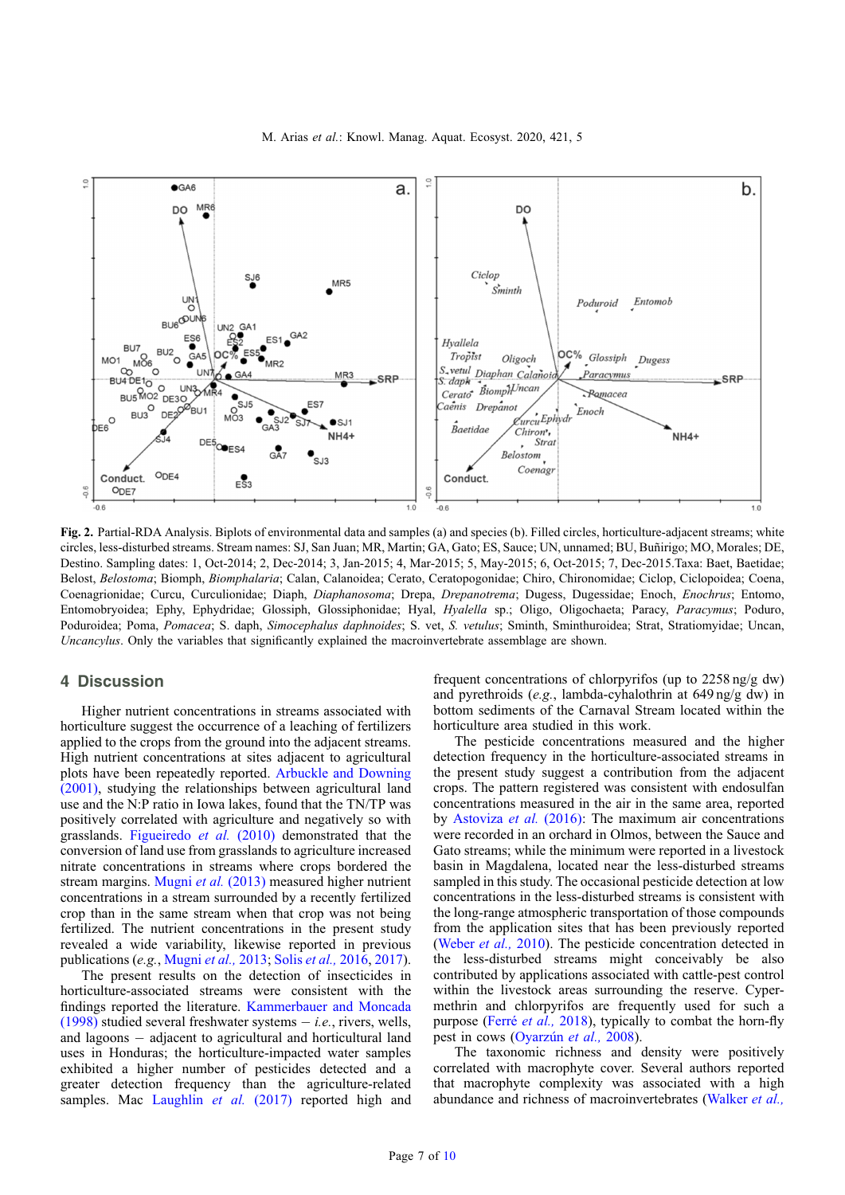**Fig. 2.** Partial-RDA Analysis. Biplots of environmental data and samples (a) and species (b). Filled circles, horticulture-adjacent streams; white circles, less-disturbed streams. Stream names: SJ, San Juan; MR, Martin; GA, Gato; ES, Sauce; UN, unnamed; BU, Buñirigo; MO, Morales; DE, Destino. Sampling dates: 1, Oct-2014; 2, Dec-2014; 3, Jan-2015; 4, Mar-2015; 5, May-2015; 6, Oct-2015; 7, Dec-2015.Taxa: Baet, Baetidae; Belost, *Belostoma*; Biomph, *Biomphalaria*; Calan, Calanoidea; Cerato, Ceratopogonidae; Chiro, Chironomidae; Ciclop, Ciclopoidea; Coena, Coenagrionidae; Curcu, Curculionidae; Diaph, *Diaphanosoma*; Drepa, *Drepanotrema*; Dugess, Dugessidae; Enoch, *Enochrus*; Entomo, Entomobryoidea; Ephy, Ephydridae; Glossiph, Glossiphonidae; Hyal, *Hyalella* sp.; Oligo, Oligochaeta; Paracy, *Paracymus*; Poduro, Poduroidea; Poma, *Pomacea*; S. daph, *Simocephalus daphnoides*; S. vet, *S. vetulus*; Sminth, Sminthuroidea; Strat, Stratiomyidae; Uncan, *Uncancylus*. Only the variables that significantly explained the macroinvertebrate assemblage are shown.

## 4 Discussion

Higher nutrient concentrations in streams associated with horticulture suggest the occurrence of a leaching of fertilizers applied to the crops from the ground into the adjacent streams. High nutrient concentrations at sites adjacent to agricultural plots have been repeatedly reported. Arbuckle and Downing (2001), studying the relationships between agricultural land use and the N:P ratio in Iowa lakes, found that the TN/TP was positively correlated with agriculture and negatively so with grasslands. Figueiredo *et al.* (2010) demonstrated that the conversion of land use from grasslands to agriculture increased nitrate concentrations in streams where crops bordered the stream margins. Mugni *et al.* (2013) measured higher nutrient concentrations in a stream surrounded by a recently fertilized crop than in the same stream when that crop was not being fertilized. The nutrient concentrations in the present study revealed a wide variability, likewise reported in previous publications (*e.g.*, Mugni *et al.*, 2013; Solis *et al.*, 2016, 2017).

The present results on the detection of insecticides in horticulture-associated streams were consistent with the findings reported the literature. Kammerbauer and Moncada (1998) studied several freshwater systems – *i.e.*, rivers, wells, and lagoons – adjacent to agricultural and horticultural land uses in Honduras; the horticulture-impacted water samples exhibited a higher number of pesticides detected and a greater detection frequency than the agriculture-related samples. Mac Laughlin *et al.* (2017) reported high and frequent concentrations of chlorpyrifos (up to 2258 ng/g dw) and pyrethroids (*e.g.*, lambda-cyhalothrin at 649 ng/g dw) in bottom sediments of the Carnaval Stream located within the horticulture area studied in this work.

The pesticide concentrations measured and the higher detection frequency in the horticulture-associated streams in the present study suggest a contribution from the adjacent crops. The pattern registered was consistent with endosulfan concentrations measured in the air in the same area, reported by Astoviza *et al.* (2016): The maximum air concentrations were recorded in an orchard in Olmos, between the Sauce and Gato streams; while the minimum were reported in a livestock basin in Magdalena, located near the less-disturbed streams sampled in this study. The occasional pesticide detection at low concentrations in the less-disturbed streams is consistent with the long-range atmospheric transportation of those compounds from the application sites that has been previously reported (Weber *et al.*, 2010). The pesticide concentration detected in the less-disturbed streams might conceivably be also contributed by applications associated with cattle-pest control within the livestock areas surrounding the reserve. Cypermethrin and chlorpyrifos are frequently used for such a purpose (Ferré *et al.*, 2018), typically to combat the horn-fly pest in cows (Oyarzún *et al.*, 2008).

The taxonomic richness and density were positively correlated with macrophyte cover. Several authors reported that macrophyte complexity was associated with a high abundance and richness of macroinvertebrates (Walker *et al.*,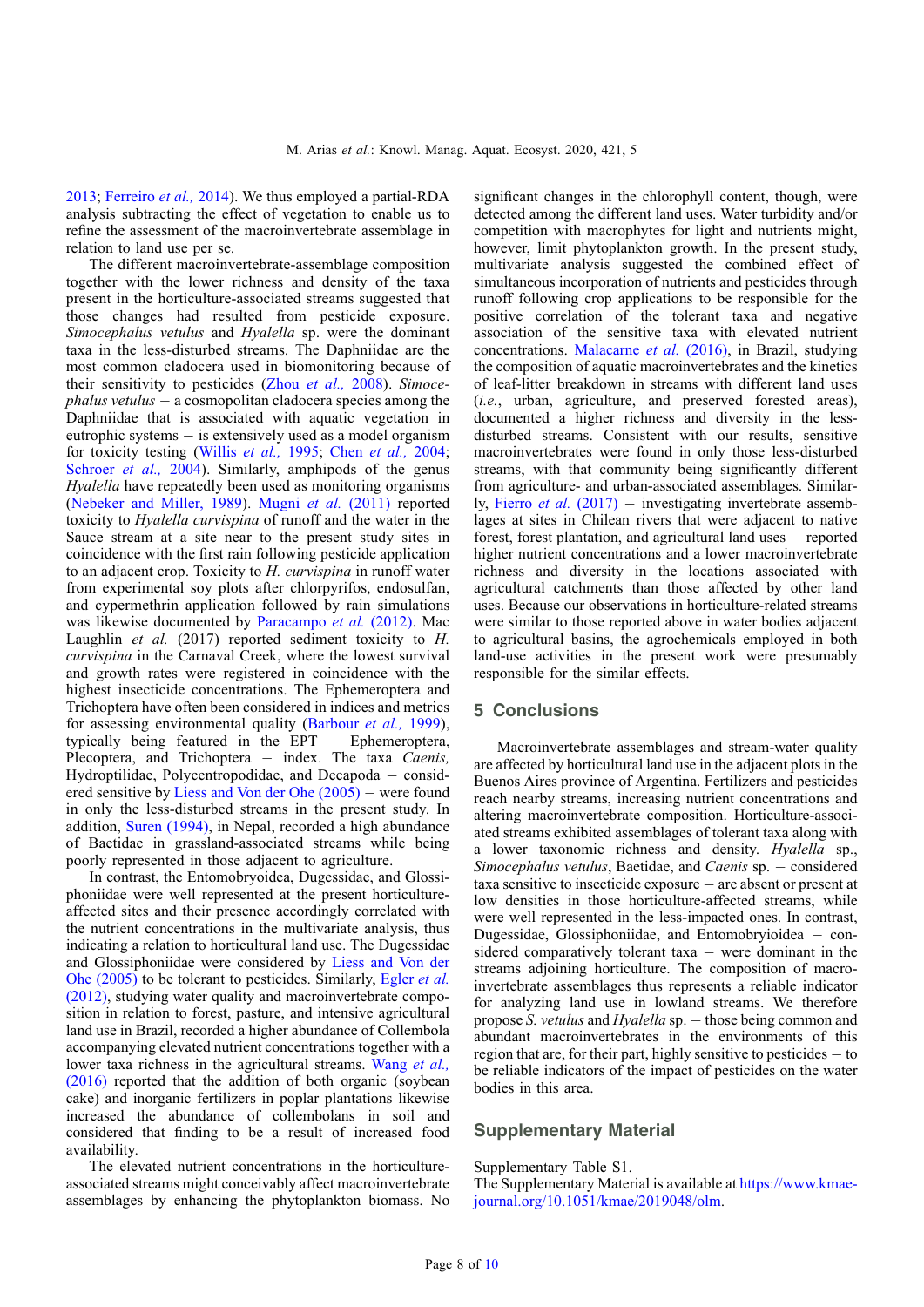2013; Ferreiro *et al.,* 2014). We thus employed a partial-RDA analysis subtracting the effect of vegetation to enable us to refine the assessment of the macroinvertebrate assemblage in relation to land use per se.

The different macroinvertebrate-assemblage composition together with the lower richness and density of the taxa present in the horticulture-associated streams suggested that those changes had resulted from pesticide exposure. *Simocephalus vetulus* and *Hyalella* sp. were the dominant taxa in the less-disturbed streams. The Daphniidae are the most common cladocera used in biomonitoring because of their sensitivity to pesticides (Zhou *et al.,* 2008). *Simocephalus vetulus* – a cosmopolitan cladocera species among the Daphniidae that is associated with aquatic vegetation in eutrophic systems – is extensively used as a model organism for toxicity testing (Willis *et al.,* 1995; Chen *et al.,* 2004; Schroer *et al.,* 2004). Similarly, amphipods of the genus *Hyalella* have repeatedly been used as monitoring organisms (Nebeker and Miller, 1989). Mugni *et al.* (2011) reported toxicity to *Hyalella curvispina* of runoff and the water in the Sauce stream at a site near to the present study sites in coincidence with the first rain following pesticide application to an adjacent crop. Toxicity to *H. curvispina* in runoff water from experimental soy plots after chlorpyrifos, endosulfan, and cypermethrin application followed by rain simulations was likewise documented by Paracampo *et al.* (2012). Mac Laughlin *et al.* (2017) reported sediment toxicity to *H. curvispina* in the Carnaval Creek, where the lowest survival and growth rates were registered in coincidence with the highest insecticide concentrations. The Ephemeroptera and Trichoptera have often been considered in indices and metrics for assessing environmental quality (Barbour *et al.,* 1999), typically being featured in the EPT – Ephemeroptera, Plecoptera, and Trichoptera – index. The taxa *Caenis,* Hydroptilidae, Polycentropodidae, and Decapoda – considered sensitive by Liess and Von der Ohe (2005) – were found in only the less-disturbed streams in the present study. In addition, Suren (1994), in Nepal, recorded a high abundance of Baetidae in grassland-associated streams while being poorly represented in those adjacent to agriculture.

In contrast, the Entomobryoidea, Dugessidae, and Glossiphoniidae were well represented at the present horticulture-affected sites and their presence accordingly correlated with the nutrient concentrations in the multivariate analysis, thus indicating a relation to horticultural land use. The Dugessidae and Glossiphoniidae were considered by Liess and Von der Ohe (2005) to be tolerant to pesticides. Similarly, Egler *et al.* (2012), studying water quality and macroinvertebrate composition in relation to forest, pasture, and intensive agricultural land use in Brazil, recorded a higher abundance of Collembola accompanying elevated nutrient concentrations together with a lower taxa richness in the agricultural streams. Wang *et al.,* (2016) reported that the addition of both organic (soybean cake) and inorganic fertilizers in poplar plantations likewise increased the abundance of collembolans in soil and considered that finding to be a result of increased food availability.

The elevated nutrient concentrations in the horticulture-associated streams might conceivably affect macroinvertebrate assemblages by enhancing the phytoplankton biomass. No significant changes in the chlorophyll content, though, were detected among the different land uses. Water turbidity and/or competition with macrophytes for light and nutrients might, however, limit phytoplankton growth. In the present study, multivariate analysis suggested the combined effect of simultaneous incorporation of nutrients and pesticides through runoff following crop applications to be responsible for the positive correlation of the tolerant taxa and negative association of the sensitive taxa with elevated nutrient concentrations. Malacarne *et al.* (2016), in Brazil, studying the composition of aquatic macroinvertebrates and the kinetics of leaf-litter breakdown in streams with different land uses (*i.e.*, urban, agriculture, and preserved forested areas), documented a higher richness and diversity in the less-disturbed streams. Consistent with our results, sensitive macroinvertebrates were found in only those less-disturbed streams, with that community being significantly different from agriculture- and urban-associated assemblages. Similarly, Fierro *et al.* (2017) – investigating invertebrate assemblages at sites in Chilean rivers that were adjacent to native forest, forest plantation, and agricultural land uses – reported higher nutrient concentrations and a lower macroinvertebrate richness and diversity in the locations associated with agricultural catchments than those affected by other land uses. Because our observations in horticulture-related streams were similar to those reported above in water bodies adjacent to agricultural basins, the agrochemicals employed in both land-use activities in the present work were presumably responsible for the similar effects.

## 5 Conclusions

Macroinvertebrate assemblages and stream-water quality are affected by horticultural land use in the adjacent plots in the Buenos Aires province of Argentina. Fertilizers and pesticides reach nearby streams, increasing nutrient concentrations and altering macroinvertebrate composition. Horticulture-associated streams exhibited assemblages of tolerant taxa along with a lower taxonomic richness and density. *Hyalella* sp., *Simocephalus vetulus*, Baetidae, and *Caenis* sp. – considered taxa sensitive to insecticide exposure – are absent or present at low densities in those horticulture-affected streams, while were well represented in the less-impacted ones. In contrast, Dugessidae, Glossiphoniidae, and Entomobryioidea – considered comparatively tolerant taxa – were dominant in the streams adjoining horticulture. The composition of macroinvertebrate assemblages thus represents a reliable indicator for analyzing land use in lowland streams. We therefore propose *S. vetulus* and *Hyalella* sp. – those being common and abundant macroinvertebrates in the environments of this region that are, for their part, highly sensitive to pesticides – to be reliable indicators of the impact of pesticides on the water bodies in this area.

## Supplementary Material

Supplementary Table S1.

The Supplementary Material is available at https://www.kmae-journal.org/10.1051/kmae/2019048/olm.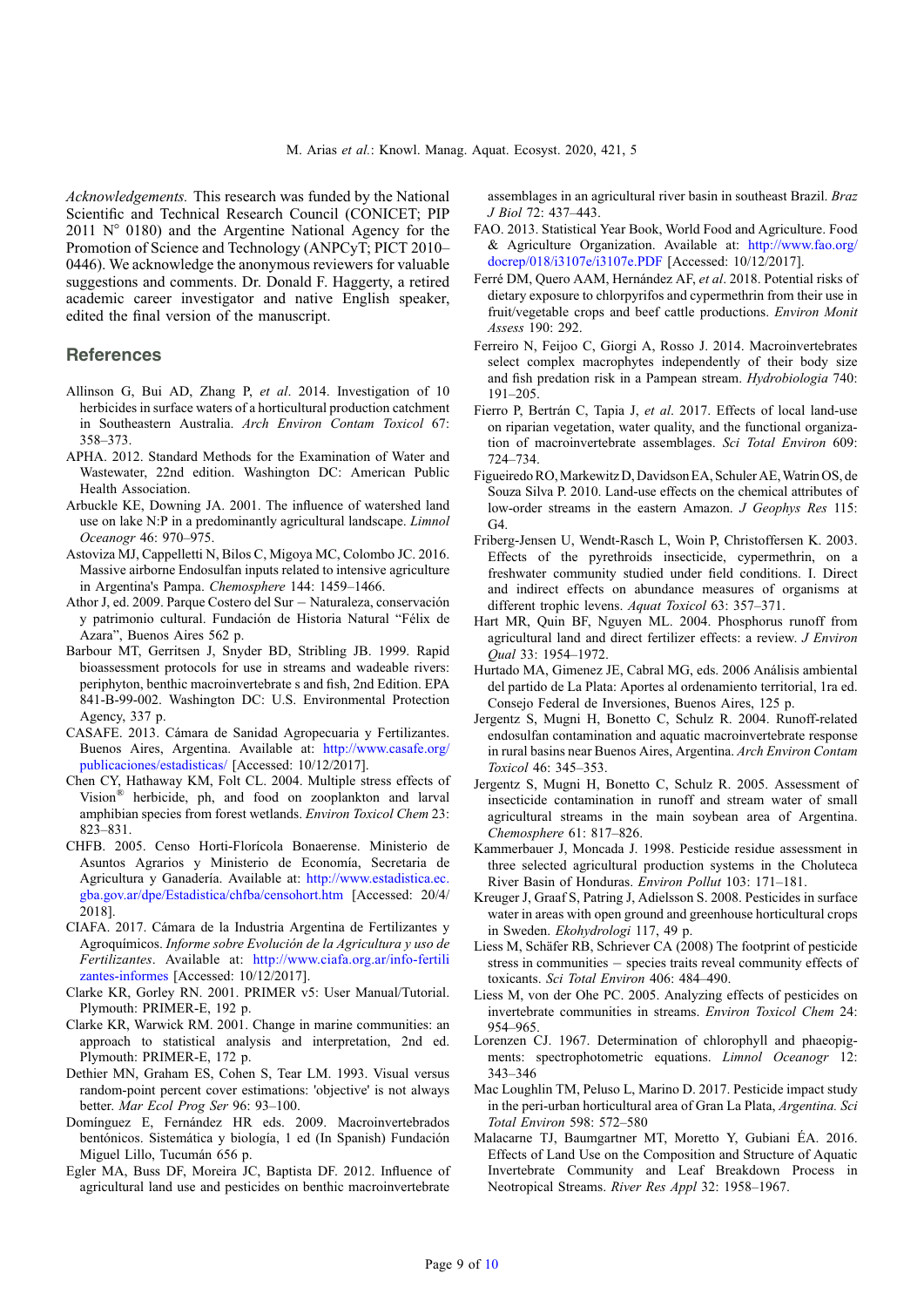*Acknowledgements.* This research was funded by the National Scientific and Technical Research Council (CONICET; PIP 2011 N° 0180) and the Argentine National Agency for the Promotion of Science and Technology (ANPCyT; PICT 2010–0446). We acknowledge the anonymous reviewers for valuable suggestions and comments. Dr. Donald F. Haggerty, a retired academic career investigator and native English speaker, edited the final version of the manuscript.

## References

Allinson G, Bui AD, Zhang P, *et al*. 2014. Investigation of 10 herbicides in surface waters of a horticultural production catchment in Southeastern Australia. *Arch Environ Contam Toxicol* 67: 358–373.

APHA. 2012. Standard Methods for the Examination of Water and Wastewater, 22nd edition. Washington DC: American Public Health Association.

Arbuckle KE, Downing JA. 2001. The influence of watershed land use on lake N:P in a predominantly agricultural landscape. *Limnol Oceanogr* 46: 970–975.

Astoviza MJ, Cappelletti N, Bilos C, Migoya MC, Colombo JC. 2016. Massive airborne Endosulfan inputs related to intensive agriculture in Argentina's Pampa. *Chemosphere* 144: 1459–1466.

Athor J, ed. 2009. Parque Costero del Sur – Naturaleza, conservación y patrimonio cultural. Fundación de Historia Natural "Félix de Azara", Buenos Aires 562 p.

Barbour MT, Gerritsen J, Snyder BD, Stribling JB. 1999. Rapid bioassessment protocols for use in streams and wadeable rivers: periphyton, benthic macroinvertebrate s and fish, 2nd Edition. EPA 841-B-99-002. Washington DC: U.S. Environmental Protection Agency, 337 p.

CASAFE. 2013. Cámara de Sanidad Agropecuaria y Fertilizantes. Buenos Aires, Argentina. Available at: http://www.casafe.org/publicaciones/estadisticas/ [Accessed: 10/12/2017].

Chen CY, Hathaway KM, Folt CL. 2004. Multiple stress effects of Vision® herbicide, ph, and food on zooplankton and larval amphibian species from forest wetlands. *Environ Toxicol Chem* 23: 823–831.

CHFB. 2005. Censo Horti-Florícola Bonaerense. Ministerio de Asuntos Agrarios y Ministerio de Economía, Secretaria de Agricultura y Ganadería. Available at: http://www.estadistica.ec.gba.gov.ar/dpe/Estadistica/chfba/censohort.htm [Accessed: 20/4/2018].

CIAFA. 2017. Cámara de la Industria Argentina de Fertilizantes y Agroquímicos. *Informe sobre Evolución de la Agricultura y uso de Fertilizantes*. Available at: http://www.ciafa.org.ar/info-fertilizantes-informes [Accessed: 10/12/2017].

Clarke KR, Gorley RN. 2001. PRIMER v5: User Manual/Tutorial. Plymouth: PRIMER-E, 192 p.

Clarke KR, Warwick RM. 2001. Change in marine communities: an approach to statistical analysis and interpretation, 2nd ed. Plymouth: PRIMER-E, 172 p.

Dethier MN, Graham ES, Cohen S, Tear LM. 1993. Visual versus random-point percent cover estimations: 'objective' is not always better. *Mar Ecol Prog Ser* 96: 93–100.

Domínguez E, Fernández HR eds. 2009. Macroinvertebrados bentónicos. Sistemática y biología, 1 ed (In Spanish) Fundación Miguel Lillo, Tucumán 656 p.

Egler MA, Buss DF, Moreira JC, Baptista DF. 2012. Influence of agricultural land use and pesticides on benthic macroinvertebrate assemblages in an agricultural river basin in southeast Brazil. *Braz J Biol* 72: 437–443.

FAO. 2013. Statistical Year Book, World Food and Agriculture. Food & Agriculture Organization. Available at: http://www.fao.org/docrep/018/i3107e/i3107e.PDF [Accessed: 10/12/2017].

Ferré DM, Quero AAM, Hernández AF, *et al*. 2018. Potential risks of dietary exposure to chlorpyrifos and cypermethrin from their use in fruit/vegetable crops and beef cattle productions. *Environ Monit Assess* 190: 292.

Ferreiro N, Feijoo C, Giorgi A, Rosso J. 2014. Macroinvertebrates select complex macrophytes independently of their body size and fish predation risk in a Pampean stream. *Hydrobiologia* 740: 191–205.

Fierro P, Bertrán C, Tapia J, *et al*. 2017. Effects of local land-use on riparian vegetation, water quality, and the functional organization of macroinvertebrate assemblages. *Sci Total Environ* 609: 724–734.

Figueiredo RO, Markewitz D, Davidson EA, Schuler AE, Watrin OS, de Souza Silva P. 2010. Land-use effects on the chemical attributes of low-order streams in the eastern Amazon. *J Geophys Res* 115: G4.

Friberg-Jensen U, Wendt-Rasch L, Woin P, Christoffersen K. 2003. Effects of the pyrethroids insecticide, cypermethrin, on a freshwater community studied under field conditions. I. Direct and indirect effects on abundance measures of organisms at different trophic levens. *Aquat Toxicol* 63: 357–371.

Hart MR, Quin BF, Nguyen ML. 2004. Phosphorus runoff from agricultural land and direct fertilizer effects: a review. *J Environ Qual* 33: 1954–1972.

Hurtado MA, Gimenez JE, Cabral MG, eds. 2006 Análisis ambiental del partido de La Plata: Aportes al ordenamiento territorial, 1ra ed. Consejo Federal de Inversiones, Buenos Aires, 125 p.

Jergentz S, Mugni H, Bonetto C, Schulz R. 2004. Runoff-related endosulfan contamination and aquatic macroinvertebrate response in rural basins near Buenos Aires, Argentina. *Arch Environ Contam Toxicol* 46: 345–353.

Jergentz S, Mugni H, Bonetto C, Schulz R. 2005. Assessment of insecticide contamination in runoff and stream water of small agricultural streams in the main soybean area of Argentina. *Chemosphere* 61: 817–826.

Kammerbauer J, Moncada J. 1998. Pesticide residue assessment in three selected agricultural production systems in the Choluteca River Basin of Honduras. *Environ Pollut* 103: 171–181.

Kreuger J, Graaf S, Patring J, Adielsson S. 2008. Pesticides in surface water in areas with open ground and greenhouse horticultural crops in Sweden. *Ekohydrologi* 117, 49 p.

Liess M, Schäfer RB, Schriever CA (2008) The footprint of pesticide stress in communities – species traits reveal community effects of toxicants. *Sci Total Environ* 406: 484–490.

Liess M, von der Ohe PC. 2005. Analyzing effects of pesticides on invertebrate communities in streams. *Environ Toxicol Chem* 24: 954–965.

Lorenzen CJ. 1967. Determination of chlorophyll and phaeopigments: spectrophotometric equations. *Limnol Oceanogr* 12: 343–346

Mac Loughlin TM, Peluso L, Marino D. 2017. Pesticide impact study in the peri-urban horticultural area of Gran La Plata, *Argentina. Sci Total Environ* 598: 572–580

Malacarne TJ, Baumgartner MT, Moretto Y, Gubiani ÉA. 2016. Effects of Land Use on the Composition and Structure of Aquatic Invertebrate Community and Leaf Breakdown Process in Neotropical Streams. *River Res Appl* 32: 1958–1967.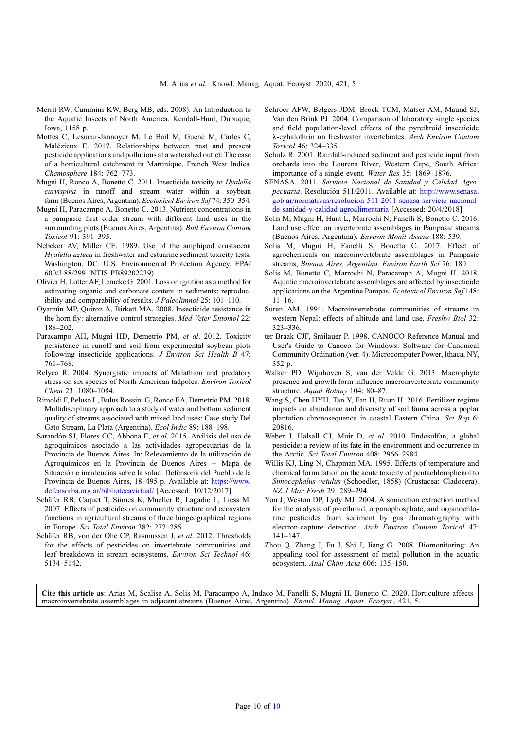Merrit RW, Cummins KW, Berg MB, eds. 2008). An Introduction to the Aquatic Insects of North America. Kendall-Hunt, Dubuque, Iowa, 1158 p.

Mottes C, Lesueur-Jannoyer M, Le Bail M, Guéné M, Carles C, Malézieux E. 2017. Relationships between past and present pesticide applications and pollutions at a watershed outlet: The case of a horticultural catchment in Martinique, French West Indies. *Chemosphere* 184: 762–773.

Mugni H, Ronco A, Bonetto C. 2011. Insecticide toxicity to *Hyalella curvispina* in runoff and stream water within a soybean farm (Buenos Aires, Argentina). *Ecotoxicol Environ Saf* 74: 350–354.

Mugni H, Paracampo A, Bonetto C. 2013. Nutrient concentrations in a pampasic first order stream with different land uses in the surrounding plots (Buenos Aires, Argentina). *Bull Environ Contam Toxicol* 91: 391–395.

Nebeker AV, Miller CE. 1989. Use of the amphipod crustacean *Hyalella azteca* in freshwater and estuarine sediment toxicity tests. Washington, DC: U.S. Environmental Protection Agency. EPA/600/J-88/299 (NTIS PB89202239)

Olivier H, Lotter AF, Lemcke G. 2001. Loss on ignition as a method for estimating organic and carbonate content in sediments: reproducibility and comparability of results. *J Paleolimnol* 25: 101–110.

Oyarzún MP, Quiroz A, Birkett MA. 2008. Insecticide resistance in the horn fly: alternative control strategies. *Med Veter Entomol* 22: 188–202.

Paracampo AH, Mugni HD, Demetrio PM, *et al*. 2012. Toxicity persistence in runoff and soil from experimental soybean plots following insecticide applications. *J Environ Sci Health B* 47: 761–768.

Relyea R. 2004. Synergistic impacts of Malathion and predatory stress on six species of North American tadpoles. *Environ Toxicol Chem* 23: 1080–1084.

Rimoldi F, Peluso L, Bulus Rossini G, Ronco EA, Demetrio PM. 2018. Multidisciplinary approach to a study of water and bottom sediment quality of streams associated with mixed land uses: Case study Del Gato Stream, La Plata (Argentina). *Ecol Indic* 89: 188–198.

Sarandón SJ, Flores CC, Abbona E, *et al*. 2015. Análisis del uso de agroquímicos asociado a las actividades agropecuarias de la Provincia de Buenos Aires. In: Relevamiento de la utilización de Agroquímicos en la Provincia de Buenos Aires – Mapa de Situación e incidencias sobre la salud. Defensoría del Pueblo de la Provincia de Buenos Aires, 18–495 p. Available at: https://www.defensorba.org.ar/bibliotecavirtual/ [Accessed: 10/12/2017].

Schäfer RB, Caquet T, Siimes K, Mueller R, Lagadic L, Liess M. 2007. Effects of pesticides on community structure and ecosystem functions in agricultural streams of three biogeographical regions in Europe. *Sci Total Environ* 382: 272–285.

Schäfer RB, von der Ohe CP, Rasmussen J, *et al*. 2012. Thresholds for the effects of pesticides on invertebrate communities and leaf breakdown in stream ecosystems. *Environ Sci Technol* 46: 5134–5142.

Schroer AFW, Belgers JDM, Brock TCM, Matser AM, Maund SJ, Van den Brink PJ. 2004. Comparison of laboratory single species and field population-level effects of the pyrethroid insecticide λ-cyhalothrin on freshwater invertebrates. *Arch Environ Contam Toxicol* 46: 324–335.

Schulz R. 2001. Rainfall-induced sediment and pesticide input from orchards into the Lourens River, Western Cape, South Africa: importance of a single event. *Water Res* 35: 1869–1876.

SENASA. 2011. *Servicio Nacional de Sanidad y Calidad Agropecuaria*. Resolución 511/2011. Available at: http://www.senasa.gob.ar/normativas/resolucion-511-2011-senasa-servicio-nacional-de-sanidad-y-calidad-agroalimentaria [Accessed: 20/4/2018].

Solis M, Mugni H, Hunt L, Marrochi N, Fanelli S, Bonetto C. 2016. Land use effect on invertebrate assemblages in Pampasic streams (Buenos Aires, Argentina). *Environ Monit Assess* 188: 539.

Solis M, Mugni H, Fanelli S, Bonetto C. 2017. Effect of agrochemicals on macroinvertebrate assemblages in Pampasic streams, *Buenos Aires, Argentina. Environ Earth Sci* 76: 180.

Solis M, Bonetto C, Marrochi N, Paracampo A, Mugni H. 2018. Aquatic macroinvertebrate assemblages are affected by insecticide applications on the Argentine Pampas. *Ecotoxicol Environ Saf* 148: 11–16.

Suren AM. 1994. Macroinvertebrate communities of streams in western Nepal: effects of altitude and land use. *Freshw Biol* 32: 323–336.

ter Braak CJF, Smilauer P. 1998. CANOCO Reference Manual and User's Guide to Canoco for Windows: Software for Canonical Community Ordination (ver. 4). Microcomputer Power, Ithaca, NY, 352 p.

Walker PD, Wijnhoven S, van der Velde G. 2013. Macrophyte presence and growth form influence macroinvertebrate community structure. *Aquat Botany* 104: 80–87.

Wang S, Chen HYH, Tan Y, Fan H, Ruan H. 2016. Fertilizer regime impacts on abundance and diversity of soil fauna across a poplar plantation chronosequence in coastal Eastern China. *Sci Rep* 6: 20816.

Weber J, Halsall CJ, Muir D, *et al*. 2010. Endosulfan, a global pesticide: a review of its fate in the environment and occurrence in the Arctic. *Sci Total Environ* 408: 2966–2984.

Willis KJ, Ling N, Chapman MA. 1995. Effects of temperature and chemical formulation on the acute toxicity of pentachlorophenol to *Simocephalus vetulus* (Schoedler, 1858) (Crustacea: Cladocera). *NZ J Mar Fresh* 29: 289–294.

You J, Weston DP, Lydy MJ. 2004. A sonication extraction method for the analysis of pyrethroid, organophosphate, and organochlorine pesticides from sediment by gas chromatography with electron-capture detection. *Arch Environ Contam Toxicol* 47: 141–147.

Zhou Q, Zhang J, Fu J, Shi J, Jiang G. 2008. Biomonitoring: An appealing tool for assessment of metal pollution in the aquatic ecosystem. *Anal Chim Acta* 606: 135–150.

**Cite this article as**: Arias M, Scalise A, Solis M, Paracampo A, Indaco M, Fanelli S, Mugni H, Bonetto C. 2020. Horticulture affects macroinvertebrate assemblages in adjacent streams (Buenos Aires, Argentina). *Knowl. Manag. Aquat. Ecosyst.*, 421, 5.